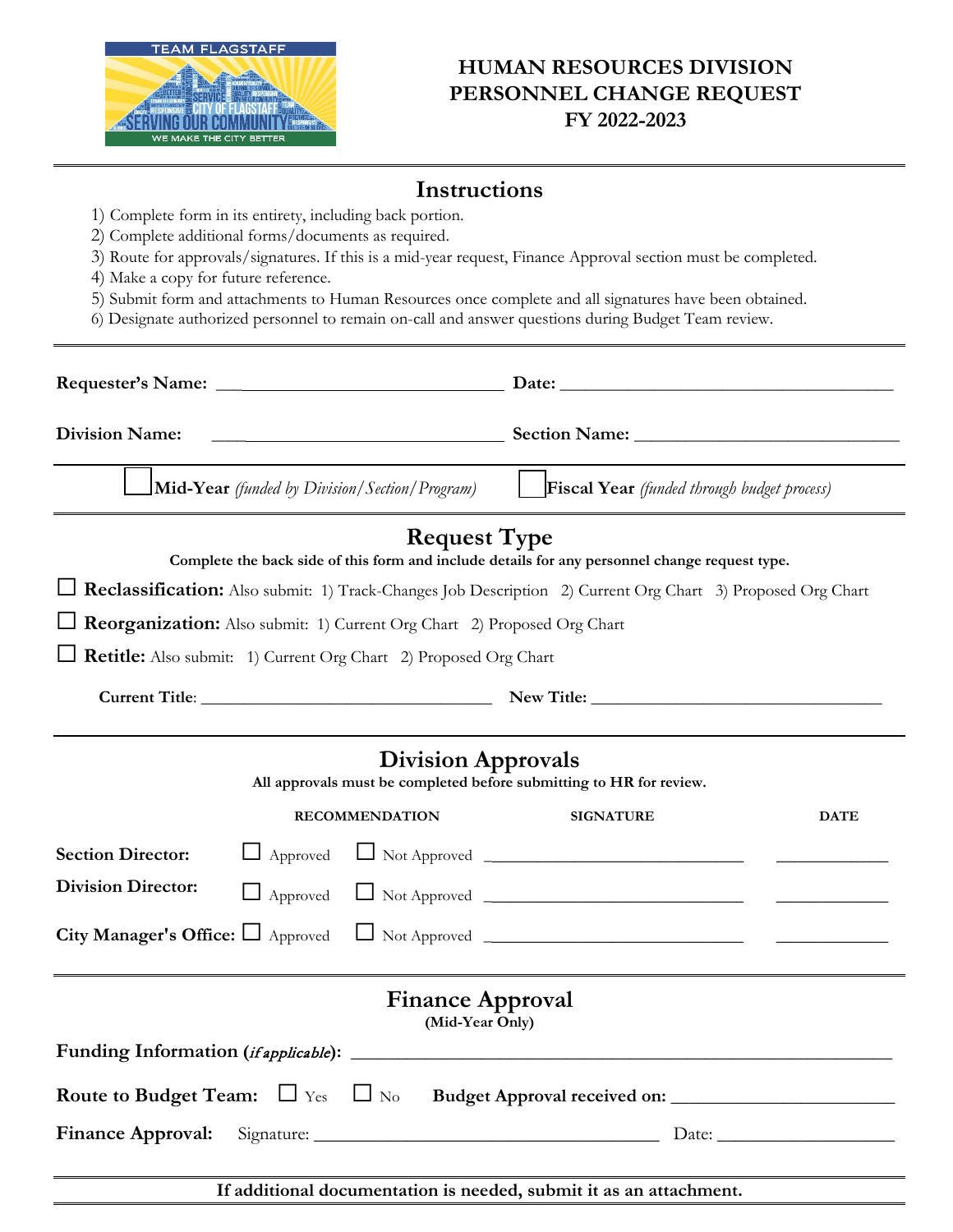# HUMAN RESOURCES DIVISION
# PERSONNEL CHANGE REQUEST
# FY 2022-2023

## Instructions

1) Complete form in its entirety, including back portion.
2) Complete additional forms/documents as required.
3) Route for approvals/signatures. If this is a mid-year request, Finance Approval section must be completed.
4) Make a copy for future reference.
5) Submit form and attachments to Human Resources once complete and all signatures have been obtained.
6) Designate authorized personnel to remain on-call and answer questions during Budget Team review.

**Requester's Name:** ______________________________ **Date:** ______________________________

**Division Name:** ______________________________ **Section Name:** ______________________________

☐ **Mid-Year** *(funded by Division/Section/Program)* ☐ **Fiscal Year** *(funded through budget process)*

## Request Type

**Complete the back side of this form and include details for any personnel change request type.**

☐ **Reclassification:** Also submit: 1) Track-Changes Job Description 2) Current Org Chart 3) Proposed Org Chart

☐ **Reorganization:** Also submit: 1) Current Org Chart 2) Proposed Org Chart

☐ **Retitle:** Also submit: 1) Current Org Chart 2) Proposed Org Chart

**Current Title**: ______________________________ **New Title:** ______________________________

## Division Approvals

**All approvals must be completed before submitting to HR for review.**

| | RECOMMENDATION | | SIGNATURE | DATE |
|---|---|---|---|---|
| **Section Director:** | ☐ Approved | ☐ Not Approved | ______________________ | __________ |
| **Division Director:** | ☐ Approved | ☐ Not Approved | ______________________ | __________ |
| **City Manager's Office:** | ☐ Approved | ☐ Not Approved | ______________________ | __________ |

## Finance Approval

**(Mid-Year Only)**

**Funding Information (*if applicable*):** ______________________________________________

**Route to Budget Team:** ☐ Yes ☐ No **Budget Approval received on:** ______________________

**Finance Approval:** Signature: ______________________________ Date: ______________________

**If additional documentation is needed, submit it as an attachment.**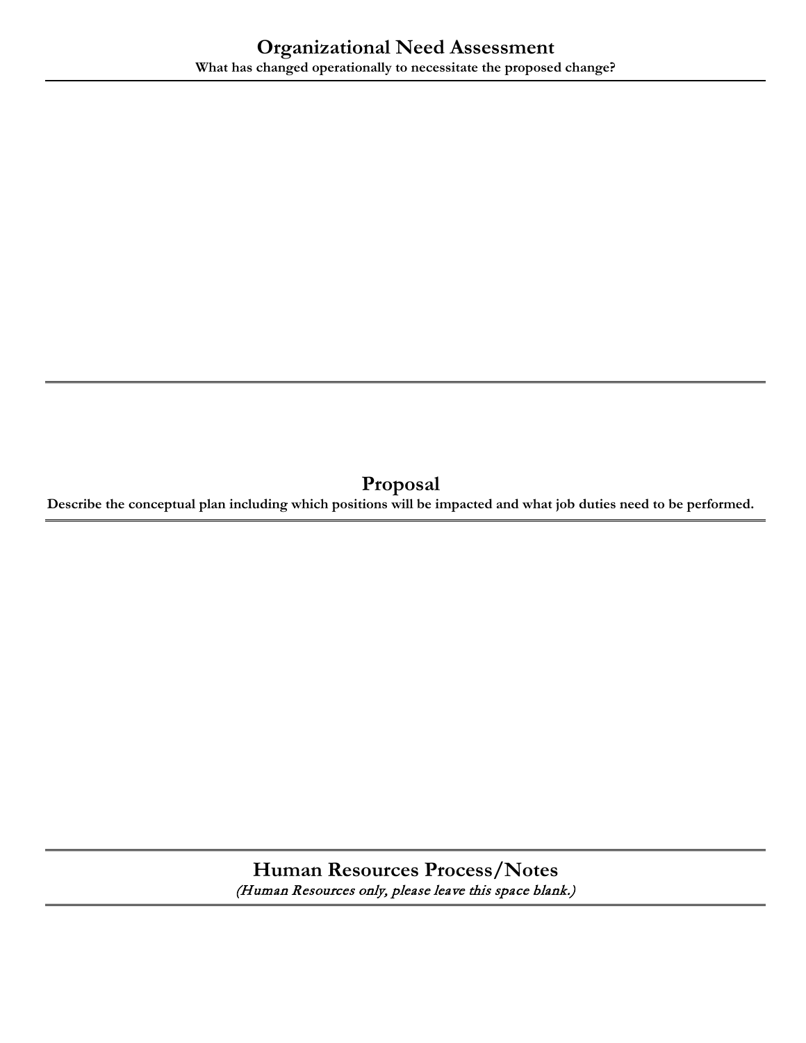## Organizational Need Assessment

**What has changed operationally to necessitate the proposed change?**

## Proposal

**Describe the conceptual plan including which positions will be impacted and what job duties need to be performed.**

## Human Resources Process/Notes

*(Human Resources only, please leave this space blank.)*